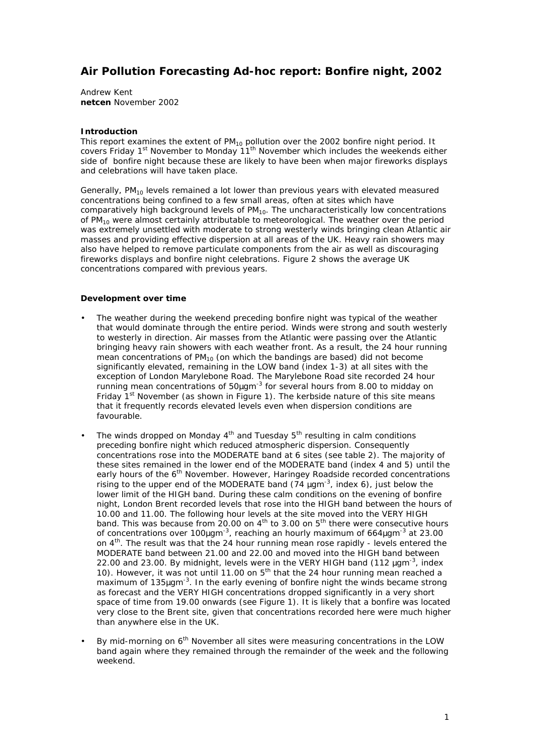# Air Pollution Forecasting Ad-hoc report: Bonfire night, 2002

Andrew Kent
**netcen** November 2002

### Introduction

This report examines the extent of $PM_{10}$ pollution over the 2002 bonfire night period. It covers Friday 1st November to Monday 11th November which includes the weekends either side of bonfire night because these are likely to have been when major fireworks displays and celebrations will have taken place.

Generally, $PM_{10}$ levels remained a lot lower than previous years with elevated measured concentrations being confined to a few small areas, often at sites which have comparatively high background levels of $PM_{10}$. The uncharacteristically low concentrations of $PM_{10}$ were almost certainly attributable to meteorological. The weather over the period was extremely unsettled with moderate to strong westerly winds bringing clean Atlantic air masses and providing effective dispersion at all areas of the UK. Heavy rain showers may also have helped to remove particulate components from the air as well as discouraging fireworks displays and bonfire night celebrations. Figure 2 shows the average UK concentrations compared with previous years.

### Development over time

- The weather during the weekend preceding bonfire night was typical of the weather that would dominate through the entire period. Winds were strong and south westerly to westerly in direction. Air masses from the Atlantic were passing over the Atlantic bringing heavy rain showers with each weather front. As a result, the 24 hour running mean concentrations of $PM_{10}$ (on which the bandings are based) did not become significantly elevated, remaining in the LOW band (index 1-3) at all sites with the exception of London Marylebone Road. The Marylebone Road site recorded 24 hour running mean concentrations of 50$\mu gm^{-3}$ for several hours from 8.00 to midday on Friday 1st November (as shown in Figure 1). The kerbside nature of this site means that it frequently records elevated levels even when dispersion conditions are favourable.

- The winds dropped on Monday 4th and Tuesday 5th resulting in calm conditions preceding bonfire night which reduced atmospheric dispersion. Consequently concentrations rose into the MODERATE band at 6 sites (see table 2). The majority of these sites remained in the lower end of the MODERATE band (index 4 and 5) until the early hours of the 6th November. However, Haringey Roadside recorded concentrations rising to the upper end of the MODERATE band (74 $\mu gm^{-3}$, index 6), just below the lower limit of the HIGH band. During these calm conditions on the evening of bonfire night, London Brent recorded levels that rose into the HIGH band between the hours of 10.00 and 11.00. The following hour levels at the site moved into the VERY HIGH band. This was because from 20.00 on 4th to 3.00 on 5th there were consecutive hours of concentrations over 100$\mu gm^{-3}$, reaching an hourly maximum of 664$\mu gm^{-3}$ at 23.00 on 4th. The result was that the 24 hour running mean rose rapidly - levels entered the MODERATE band between 21.00 and 22.00 and moved into the HIGH band between 22.00 and 23.00. By midnight, levels were in the VERY HIGH band (112 $\mu gm^{-3}$, index 10). However, it was not until 11.00 on 5th that the 24 hour running mean reached a maximum of 135$\mu gm^{-3}$. In the early evening of bonfire night the winds became strong as forecast and the VERY HIGH concentrations dropped significantly in a very short space of time from 19.00 onwards (see Figure 1). It is likely that a bonfire was located very close to the Brent site, given that concentrations recorded here were much higher than anywhere else in the UK.

- By mid-morning on 6th November all sites were measuring concentrations in the LOW band again where they remained through the remainder of the week and the following weekend.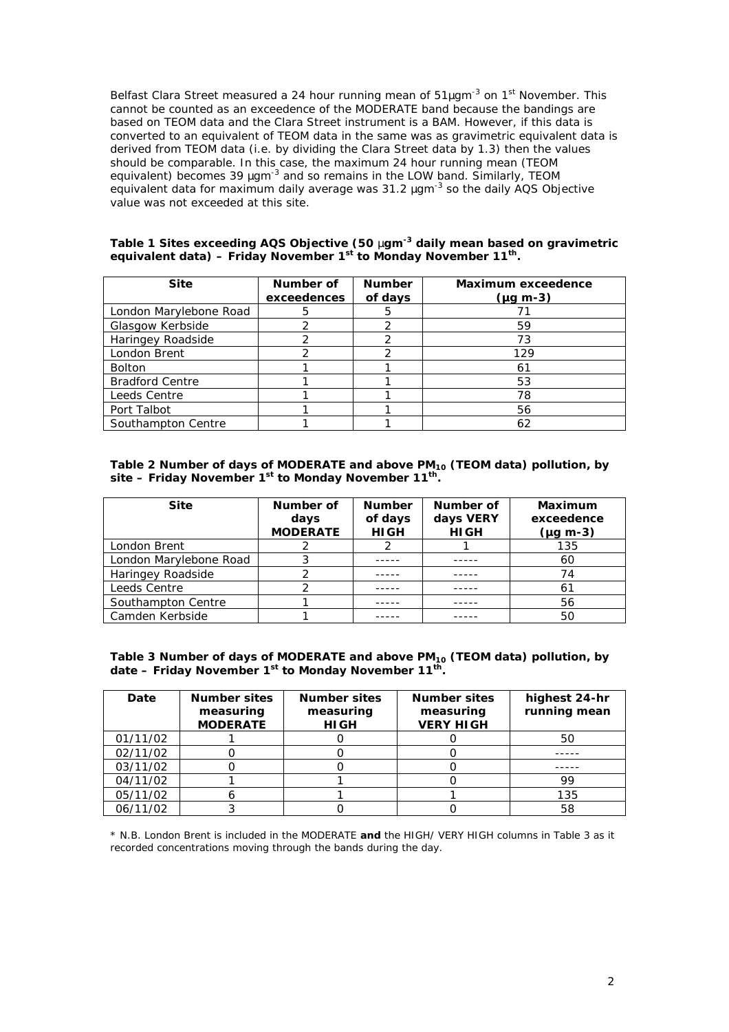Belfast Clara Street measured a 24 hour running mean of 51µgm$^{-3}$ on 1$^{st}$ November. This cannot be counted as an exceedence of the MODERATE band because the bandings are based on TEOM data and the Clara Street instrument is a BAM. However, if this data is converted to an equivalent of TEOM data in the same was as gravimetric equivalent data is derived from TEOM data (i.e. by dividing the Clara Street data by 1.3) then the values should be comparable. In this case, the maximum 24 hour running mean (TEOM equivalent) becomes 39 µgm$^{-3}$ and so remains in the LOW band. Similarly, TEOM equivalent data for maximum daily average was 31.2 µgm$^{-3}$ so the daily AQS Objective value was not exceeded at this site.

**Table 1 Sites exceeding AQS Objective (50 µgm$^{-3}$ daily mean based on gravimetric equivalent data) – Friday November 1$^{st}$ to Monday November 11$^{th}$.**

| Site | Number of exceedences | Number of days | Maximum exceedence (µg m-3) |
|---|---|---|---|
| London Marylebone Road | 5 | 5 | 71 |
| Glasgow Kerbside | 2 | 2 | 59 |
| Haringey Roadside | 2 | 2 | 73 |
| London Brent | 2 | 2 | 129 |
| Bolton | 1 | 1 | 61 |
| Bradford Centre | 1 | 1 | 53 |
| Leeds Centre | 1 | 1 | 78 |
| Port Talbot | 1 | 1 | 56 |
| Southampton Centre | 1 | 1 | 62 |

**Table 2 Number of days of MODERATE and above $PM_{10}$ (TEOM data) pollution, by site – Friday November 1$^{st}$ to Monday November 11$^{th}$.**

| Site | Number of days MODERATE | Number of days HIGH | Number of days VERY HIGH | Maximum exceedence (µg m-3) |
|---|---|---|---|---|
| London Brent | 2 | 2 | 1 | 135 |
| London Marylebone Road | 3 | ----- | ----- | 60 |
| Haringey Roadside | 2 | ----- | ----- | 74 |
| Leeds Centre | 2 | ----- | ----- | 61 |
| Southampton Centre | 1 | ----- | ----- | 56 |
| Camden Kerbside | 1 | ----- | ----- | 50 |

**Table 3 Number of days of MODERATE and above $PM_{10}$ (TEOM data) pollution, by date – Friday November 1$^{st}$ to Monday November 11$^{th}$.**

| Date | Number sites measuring MODERATE | Number sites measuring HIGH | Number sites measuring VERY HIGH | highest 24-hr running mean |
|---|---|---|---|---|
| 01/11/02 | 1 | 0 | 0 | 50 |
| 02/11/02 | 0 | 0 | 0 | ----- |
| 03/11/02 | 0 | 0 | 0 | ----- |
| 04/11/02 | 1 | 1 | 0 | 99 |
| 05/11/02 | 6 | 1 | 1 | 135 |
| 06/11/02 | 3 | 0 | 0 | 58 |

* N.B. London Brent is included in the MODERATE **and** the HIGH/ VERY HIGH columns in Table 3 as it recorded concentrations moving through the bands during the day.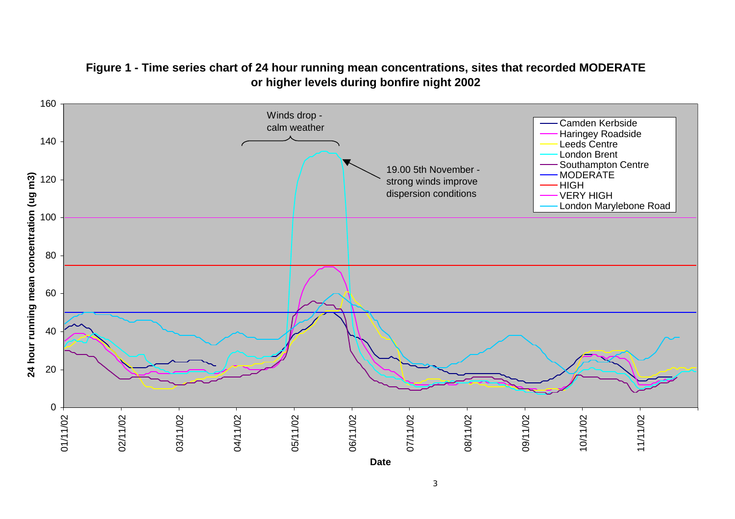**Figure 1 - Time series chart of 24 hour running mean concentrations, sites that recorded MODERATE or higher levels during bonfire night 2002**

Winds drop - calm weather

19.00 5th November - strong winds improve dispersion conditions

24 hour running mean concentration (ug m3)

Date

- Camden Kerbside
- Haringey Roadside
- Leeds Centre
- London Brent
- Southampton Centre
- MODERATE
- HIGH
- VERY HIGH
- London Marylebone Road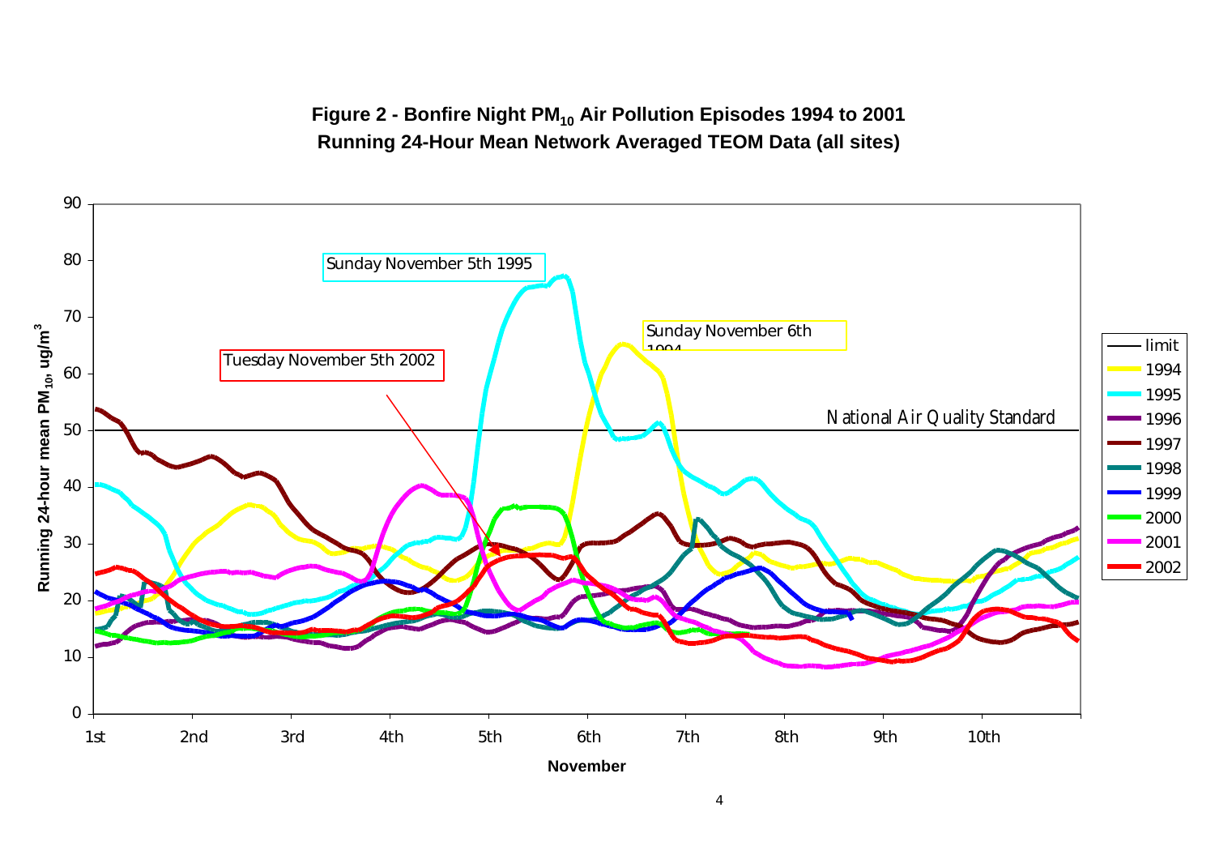**Figure 2 - Bonfire Night $PM_{10}$ Air Pollution Episodes 1994 to 2001**
**Running 24-Hour Mean Network Averaged TEOM Data (all sites)**

Running 24-hour mean $PM_{10}$, $ug/m^3$

0
10
20
30
40
50
60
70
80
90

1st
2nd
3rd
4th
5th
6th
7th
8th
9th
10th

November

Sunday November 5th 1995

Sunday November 6th 1994

Tuesday November 5th 2002

National Air Quality Standard

limit
1994
1995
1996
1997
1998
1999
2000
2001
2002